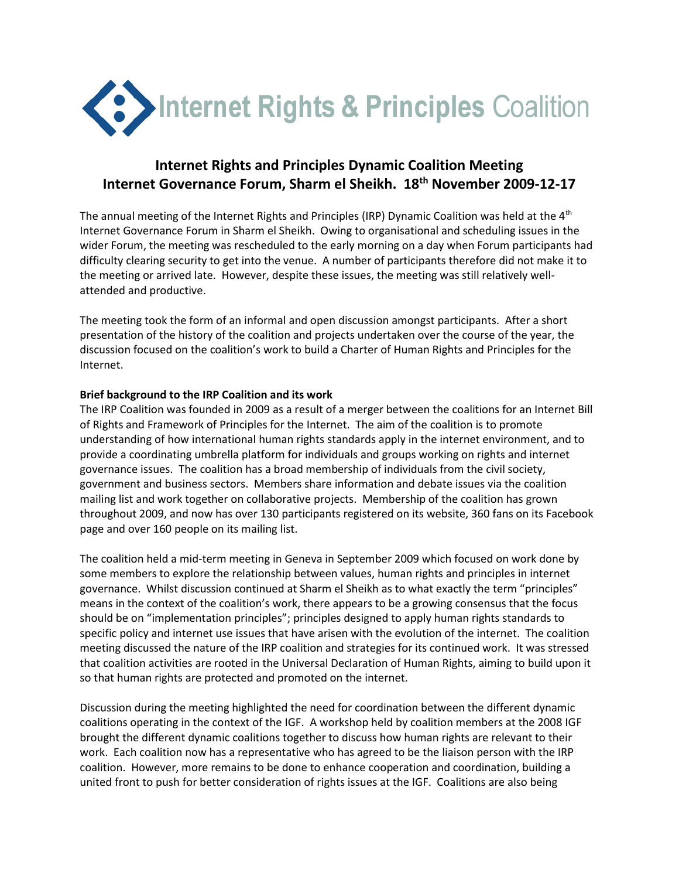Internet Rights & Principles Coalition

# Internet Rights and Principles Dynamic Coalition Meeting
# Internet Governance Forum, Sharm el Sheikh. 18th November 2009-12-17

The annual meeting of the Internet Rights and Principles (IRP) Dynamic Coalition was held at the 4th Internet Governance Forum in Sharm el Sheikh. Owing to organisational and scheduling issues in the wider Forum, the meeting was rescheduled to the early morning on a day when Forum participants had difficulty clearing security to get into the venue. A number of participants therefore did not make it to the meeting or arrived late. However, despite these issues, the meeting was still relatively well-attended and productive.

The meeting took the form of an informal and open discussion amongst participants. After a short presentation of the history of the coalition and projects undertaken over the course of the year, the discussion focused on the coalition's work to build a Charter of Human Rights and Principles for the Internet.

**Brief background to the IRP Coalition and its work**

The IRP Coalition was founded in 2009 as a result of a merger between the coalitions for an Internet Bill of Rights and Framework of Principles for the Internet. The aim of the coalition is to promote understanding of how international human rights standards apply in the internet environment, and to provide a coordinating umbrella platform for individuals and groups working on rights and internet governance issues. The coalition has a broad membership of individuals from the civil society, government and business sectors. Members share information and debate issues via the coalition mailing list and work together on collaborative projects. Membership of the coalition has grown throughout 2009, and now has over 130 participants registered on its website, 360 fans on its Facebook page and over 160 people on its mailing list.

The coalition held a mid-term meeting in Geneva in September 2009 which focused on work done by some members to explore the relationship between values, human rights and principles in internet governance. Whilst discussion continued at Sharm el Sheikh as to what exactly the term "principles" means in the context of the coalition's work, there appears to be a growing consensus that the focus should be on "implementation principles"; principles designed to apply human rights standards to specific policy and internet use issues that have arisen with the evolution of the internet. The coalition meeting discussed the nature of the IRP coalition and strategies for its continued work. It was stressed that coalition activities are rooted in the Universal Declaration of Human Rights, aiming to build upon it so that human rights are protected and promoted on the internet.

Discussion during the meeting highlighted the need for coordination between the different dynamic coalitions operating in the context of the IGF. A workshop held by coalition members at the 2008 IGF brought the different dynamic coalitions together to discuss how human rights are relevant to their work. Each coalition now has a representative who has agreed to be the liaison person with the IRP coalition. However, more remains to be done to enhance cooperation and coordination, building a united front to push for better consideration of rights issues at the IGF. Coalitions are also being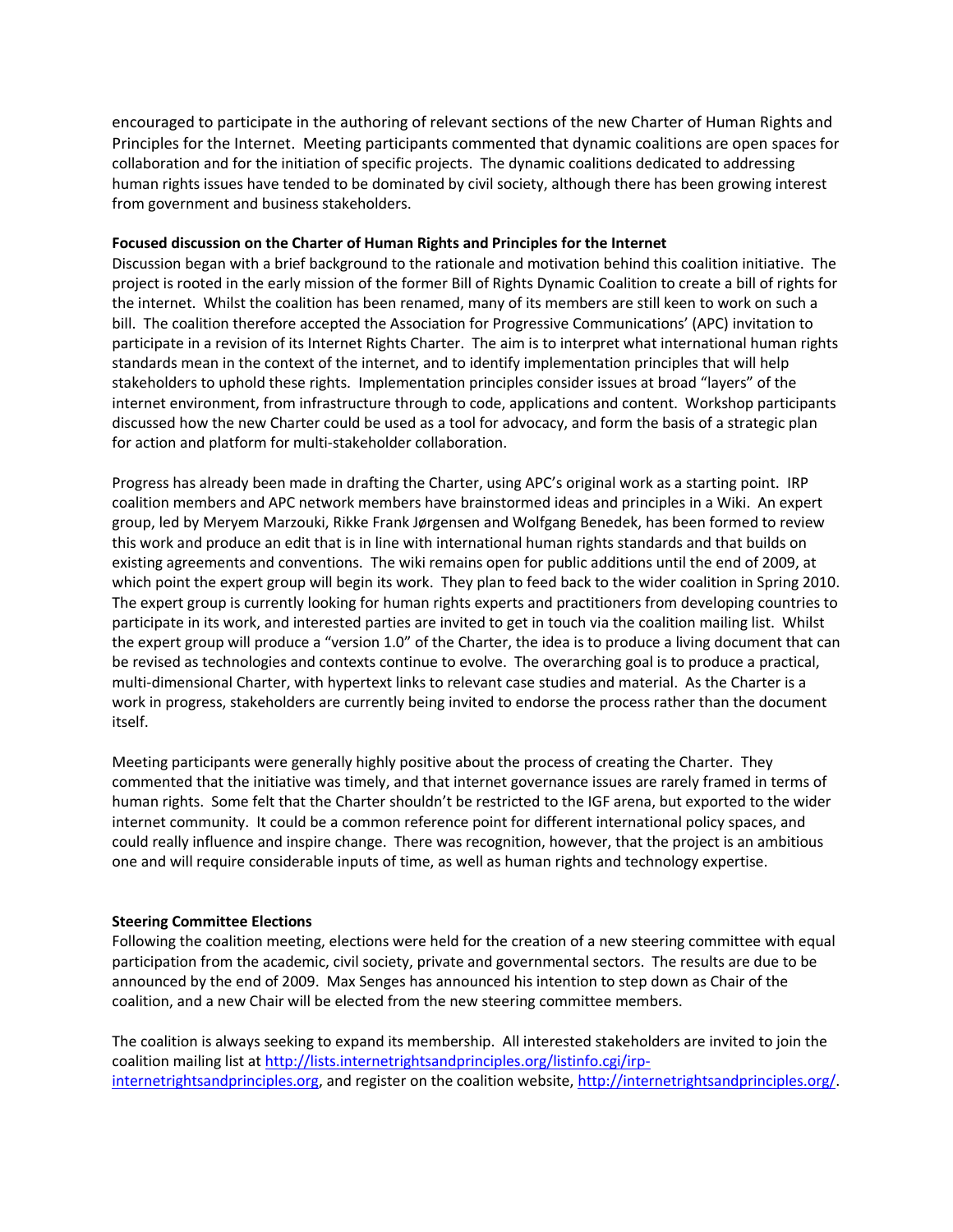encouraged to participate in the authoring of relevant sections of the new Charter of Human Rights and Principles for the Internet. Meeting participants commented that dynamic coalitions are open spaces for collaboration and for the initiation of specific projects. The dynamic coalitions dedicated to addressing human rights issues have tended to be dominated by civil society, although there has been growing interest from government and business stakeholders.

**Focused discussion on the Charter of Human Rights and Principles for the Internet**

Discussion began with a brief background to the rationale and motivation behind this coalition initiative. The project is rooted in the early mission of the former Bill of Rights Dynamic Coalition to create a bill of rights for the internet. Whilst the coalition has been renamed, many of its members are still keen to work on such a bill. The coalition therefore accepted the Association for Progressive Communications' (APC) invitation to participate in a revision of its Internet Rights Charter. The aim is to interpret what international human rights standards mean in the context of the internet, and to identify implementation principles that will help stakeholders to uphold these rights. Implementation principles consider issues at broad "layers" of the internet environment, from infrastructure through to code, applications and content. Workshop participants discussed how the new Charter could be used as a tool for advocacy, and form the basis of a strategic plan for action and platform for multi-stakeholder collaboration.

Progress has already been made in drafting the Charter, using APC's original work as a starting point. IRP coalition members and APC network members have brainstormed ideas and principles in a Wiki. An expert group, led by Meryem Marzouki, Rikke Frank Jørgensen and Wolfgang Benedek, has been formed to review this work and produce an edit that is in line with international human rights standards and that builds on existing agreements and conventions. The wiki remains open for public additions until the end of 2009, at which point the expert group will begin its work. They plan to feed back to the wider coalition in Spring 2010. The expert group is currently looking for human rights experts and practitioners from developing countries to participate in its work, and interested parties are invited to get in touch via the coalition mailing list. Whilst the expert group will produce a "version 1.0" of the Charter, the idea is to produce a living document that can be revised as technologies and contexts continue to evolve. The overarching goal is to produce a practical, multi-dimensional Charter, with hypertext links to relevant case studies and material. As the Charter is a work in progress, stakeholders are currently being invited to endorse the process rather than the document itself.

Meeting participants were generally highly positive about the process of creating the Charter. They commented that the initiative was timely, and that internet governance issues are rarely framed in terms of human rights. Some felt that the Charter shouldn't be restricted to the IGF arena, but exported to the wider internet community. It could be a common reference point for different international policy spaces, and could really influence and inspire change. There was recognition, however, that the project is an ambitious one and will require considerable inputs of time, as well as human rights and technology expertise.

**Steering Committee Elections**

Following the coalition meeting, elections were held for the creation of a new steering committee with equal participation from the academic, civil society, private and governmental sectors. The results are due to be announced by the end of 2009. Max Senges has announced his intention to step down as Chair of the coalition, and a new Chair will be elected from the new steering committee members.

The coalition is always seeking to expand its membership. All interested stakeholders are invited to join the coalition mailing list at http://lists.internetrightsandprinciples.org/listinfo.cgi/irp-internetrightsandprinciples.org, and register on the coalition website, http://internetrightsandprinciples.org/.